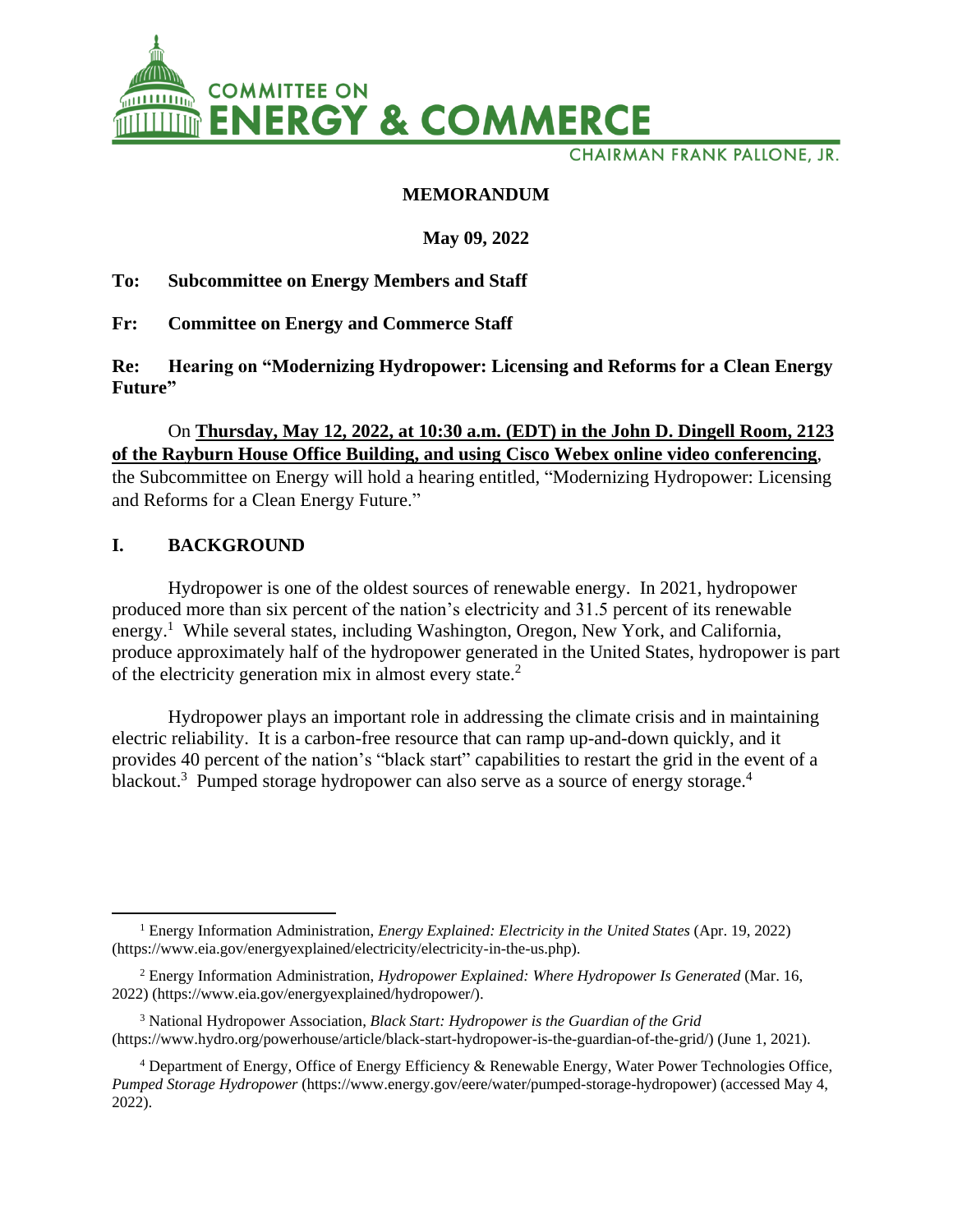COMMITTEE ON
ENERGY & COMMERCE

CHAIRMAN FRANK PALLONE, JR.

# MEMORANDUM

**May 09, 2022**

**To: Subcommittee on Energy Members and Staff**

**Fr: Committee on Energy and Commerce Staff**

**Re: Hearing on "Modernizing Hydropower: Licensing and Reforms for a Clean Energy Future"**

On **Thursday, May 12, 2022, at 10:30 a.m. (EDT) in the John D. Dingell Room, 2123 of the Rayburn House Office Building, and using Cisco Webex online video conferencing**, the Subcommittee on Energy will hold a hearing entitled, "Modernizing Hydropower: Licensing and Reforms for a Clean Energy Future."

## I. BACKGROUND

Hydropower is one of the oldest sources of renewable energy. In 2021, hydropower produced more than six percent of the nation's electricity and 31.5 percent of its renewable energy.[1] While several states, including Washington, Oregon, New York, and California, produce approximately half of the hydropower generated in the United States, hydropower is part of the electricity generation mix in almost every state.[2]

Hydropower plays an important role in addressing the climate crisis and in maintaining electric reliability. It is a carbon-free resource that can ramp up-and-down quickly, and it provides 40 percent of the nation's "black start" capabilities to restart the grid in the event of a blackout.[3] Pumped storage hydropower can also serve as a source of energy storage.[4]

---

[1] Energy Information Administration, *Energy Explained: Electricity in the United States* (Apr. 19, 2022) (https://www.eia.gov/energyexplained/electricity/electricity-in-the-us.php).

[2] Energy Information Administration, *Hydropower Explained: Where Hydropower Is Generated* (Mar. 16, 2022) (https://www.eia.gov/energyexplained/hydropower/).

[3] National Hydropower Association, *Black Start: Hydropower is the Guardian of the Grid* (https://www.hydro.org/powerhouse/article/black-start-hydropower-is-the-guardian-of-the-grid/) (June 1, 2021).

[4] Department of Energy, Office of Energy Efficiency & Renewable Energy, Water Power Technologies Office, *Pumped Storage Hydropower* (https://www.energy.gov/eere/water/pumped-storage-hydropower) (accessed May 4, 2022).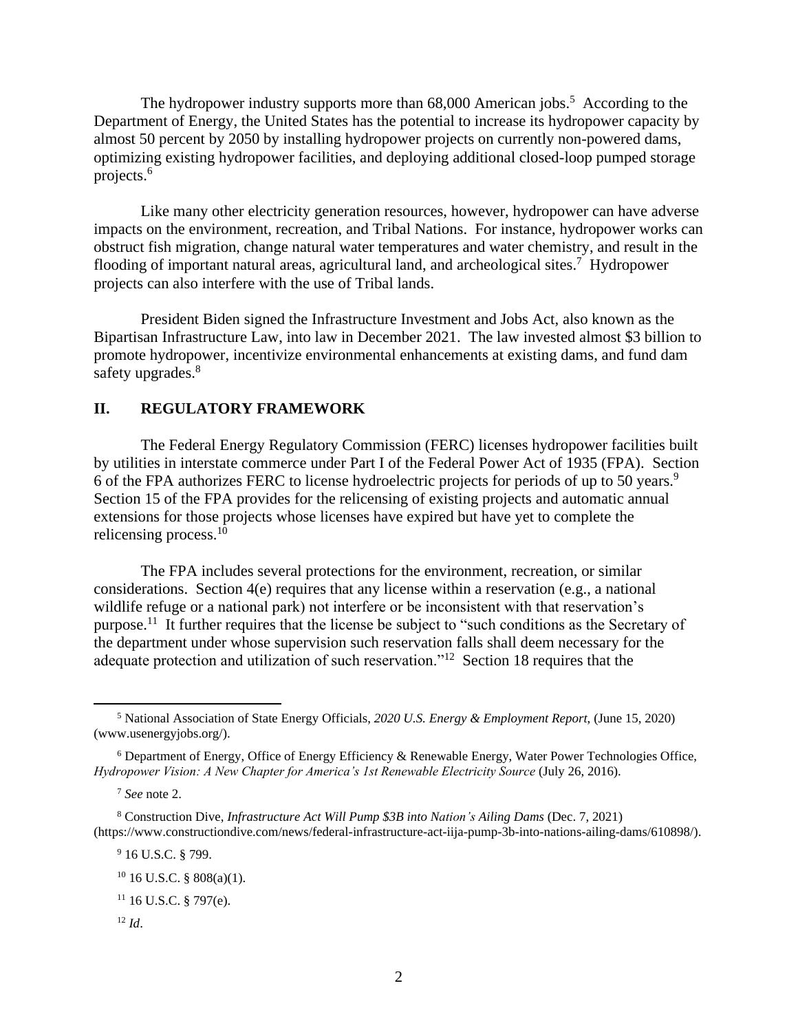The hydropower industry supports more than 68,000 American jobs.[5] According to the Department of Energy, the United States has the potential to increase its hydropower capacity by almost 50 percent by 2050 by installing hydropower projects on currently non-powered dams, optimizing existing hydropower facilities, and deploying additional closed-loop pumped storage projects.[6]

Like many other electricity generation resources, however, hydropower can have adverse impacts on the environment, recreation, and Tribal Nations. For instance, hydropower works can obstruct fish migration, change natural water temperatures and water chemistry, and result in the flooding of important natural areas, agricultural land, and archeological sites.[7] Hydropower projects can also interfere with the use of Tribal lands.

President Biden signed the Infrastructure Investment and Jobs Act, also known as the Bipartisan Infrastructure Law, into law in December 2021. The law invested almost $3 billion to promote hydropower, incentivize environmental enhancements at existing dams, and fund dam safety upgrades.[8]

## II. REGULATORY FRAMEWORK

The Federal Energy Regulatory Commission (FERC) licenses hydropower facilities built by utilities in interstate commerce under Part I of the Federal Power Act of 1935 (FPA). Section 6 of the FPA authorizes FERC to license hydroelectric projects for periods of up to 50 years.[9] Section 15 of the FPA provides for the relicensing of existing projects and automatic annual extensions for those projects whose licenses have expired but have yet to complete the relicensing process.[10]

The FPA includes several protections for the environment, recreation, or similar considerations. Section 4(e) requires that any license within a reservation (e.g., a national wildlife refuge or a national park) not interfere or be inconsistent with that reservation's purpose.[11] It further requires that the license be subject to "such conditions as the Secretary of the department under whose supervision such reservation falls shall deem necessary for the adequate protection and utilization of such reservation."[12] Section 18 requires that the

---

[5] National Association of State Energy Officials, *2020 U.S. Energy & Employment Report*, (June 15, 2020) (www.usenergyjobs.org/).

[6] Department of Energy, Office of Energy Efficiency & Renewable Energy, Water Power Technologies Office, *Hydropower Vision: A New Chapter for America's 1st Renewable Electricity Source* (July 26, 2016).

[7] *See* note 2.

[8] Construction Dive, *Infrastructure Act Will Pump $3B into Nation's Ailing Dams* (Dec. 7, 2021) (https://www.constructiondive.com/news/federal-infrastructure-act-iija-pump-3b-into-nations-ailing-dams/610898/).

[9] 16 U.S.C. § 799.

[10] 16 U.S.C. § 808(a)(1).

[11] 16 U.S.C. § 797(e).

[12] *Id*.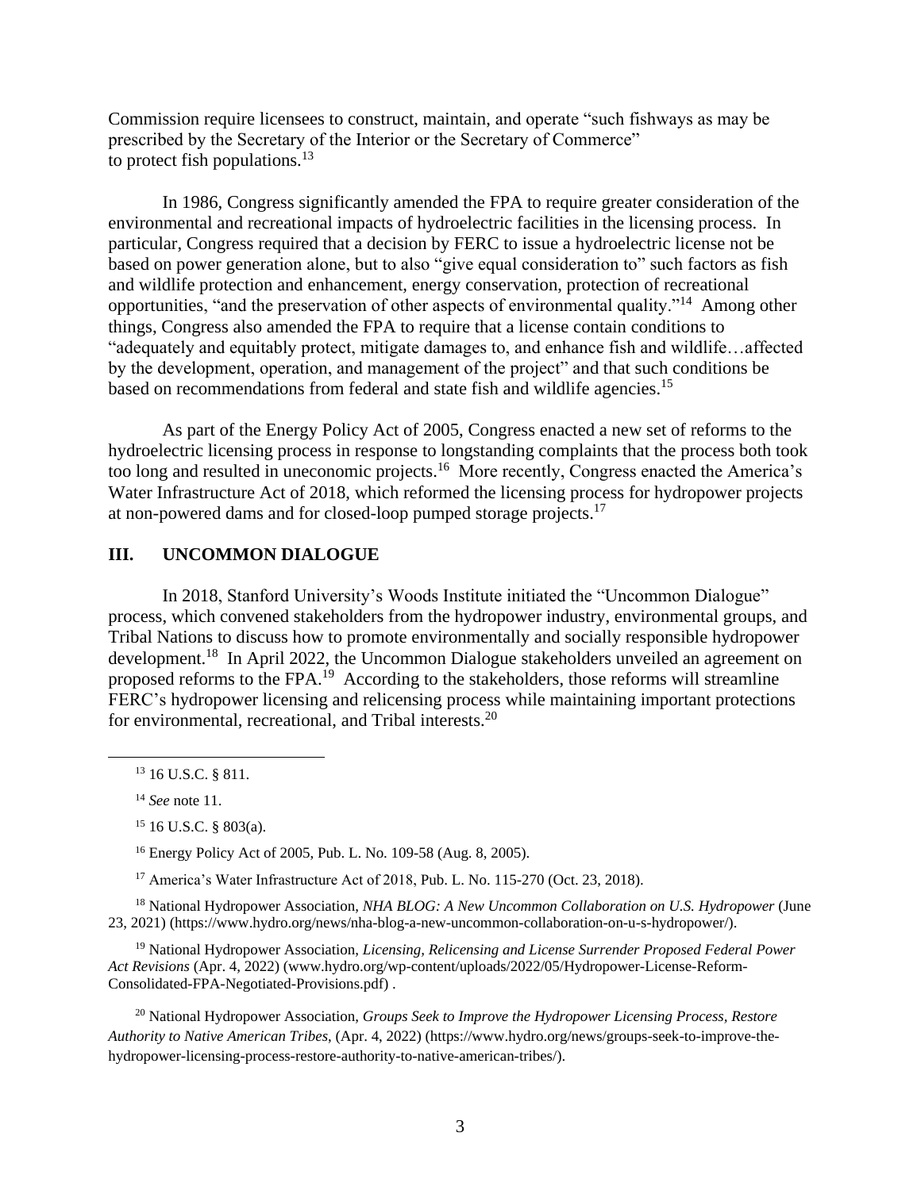Commission require licensees to construct, maintain, and operate "such fishways as may be prescribed by the Secretary of the Interior or the Secretary of Commerce" to protect fish populations.[13]

In 1986, Congress significantly amended the FPA to require greater consideration of the environmental and recreational impacts of hydroelectric facilities in the licensing process. In particular, Congress required that a decision by FERC to issue a hydroelectric license not be based on power generation alone, but to also "give equal consideration to" such factors as fish and wildlife protection and enhancement, energy conservation, protection of recreational opportunities, "and the preservation of other aspects of environmental quality."[14] Among other things, Congress also amended the FPA to require that a license contain conditions to "adequately and equitably protect, mitigate damages to, and enhance fish and wildlife…affected by the development, operation, and management of the project" and that such conditions be based on recommendations from federal and state fish and wildlife agencies.[15]

As part of the Energy Policy Act of 2005, Congress enacted a new set of reforms to the hydroelectric licensing process in response to longstanding complaints that the process both took too long and resulted in uneconomic projects.[16] More recently, Congress enacted the America's Water Infrastructure Act of 2018, which reformed the licensing process for hydropower projects at non-powered dams and for closed-loop pumped storage projects.[17]

## III. UNCOMMON DIALOGUE

In 2018, Stanford University's Woods Institute initiated the "Uncommon Dialogue" process, which convened stakeholders from the hydropower industry, environmental groups, and Tribal Nations to discuss how to promote environmentally and socially responsible hydropower development.[18] In April 2022, the Uncommon Dialogue stakeholders unveiled an agreement on proposed reforms to the FPA.[19] According to the stakeholders, those reforms will streamline FERC's hydropower licensing and relicensing process while maintaining important protections for environmental, recreational, and Tribal interests.[20]

---

[13] 16 U.S.C. § 811.

[14] *See* note 11.

[15] 16 U.S.C. § 803(a).

[16] Energy Policy Act of 2005, Pub. L. No. 109-58 (Aug. 8, 2005).

[17] America's Water Infrastructure Act of 2018, Pub. L. No. 115-270 (Oct. 23, 2018).

[18] National Hydropower Association, *NHA BLOG: A New Uncommon Collaboration on U.S. Hydropower* (June 23, 2021) (https://www.hydro.org/news/nha-blog-a-new-uncommon-collaboration-on-u-s-hydropower/).

[19] National Hydropower Association, *Licensing, Relicensing and License Surrender Proposed Federal Power Act Revisions* (Apr. 4, 2022) (www.hydro.org/wp-content/uploads/2022/05/Hydropower-License-Reform-Consolidated-FPA-Negotiated-Provisions.pdf) .

[20] National Hydropower Association, *Groups Seek to Improve the Hydropower Licensing Process, Restore Authority to Native American Tribes,* (Apr. 4, 2022) (https://www.hydro.org/news/groups-seek-to-improve-the-hydropower-licensing-process-restore-authority-to-native-american-tribes/).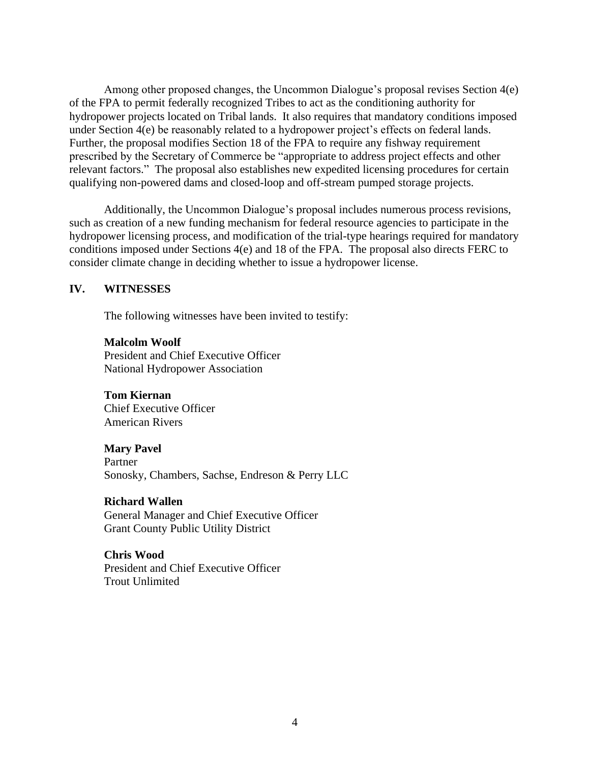Among other proposed changes, the Uncommon Dialogue's proposal revises Section 4(e) of the FPA to permit federally recognized Tribes to act as the conditioning authority for hydropower projects located on Tribal lands. It also requires that mandatory conditions imposed under Section 4(e) be reasonably related to a hydropower project's effects on federal lands. Further, the proposal modifies Section 18 of the FPA to require any fishway requirement prescribed by the Secretary of Commerce be "appropriate to address project effects and other relevant factors." The proposal also establishes new expedited licensing procedures for certain qualifying non-powered dams and closed-loop and off-stream pumped storage projects.

Additionally, the Uncommon Dialogue's proposal includes numerous process revisions, such as creation of a new funding mechanism for federal resource agencies to participate in the hydropower licensing process, and modification of the trial-type hearings required for mandatory conditions imposed under Sections 4(e) and 18 of the FPA. The proposal also directs FERC to consider climate change in deciding whether to issue a hydropower license.

## IV. WITNESSES

The following witnesses have been invited to testify:

**Malcolm Woolf**
President and Chief Executive Officer
National Hydropower Association

**Tom Kiernan**
Chief Executive Officer
American Rivers

**Mary Pavel**
Partner
Sonosky, Chambers, Sachse, Endreson & Perry LLC

**Richard Wallen**
General Manager and Chief Executive Officer
Grant County Public Utility District

**Chris Wood**
President and Chief Executive Officer
Trout Unlimited